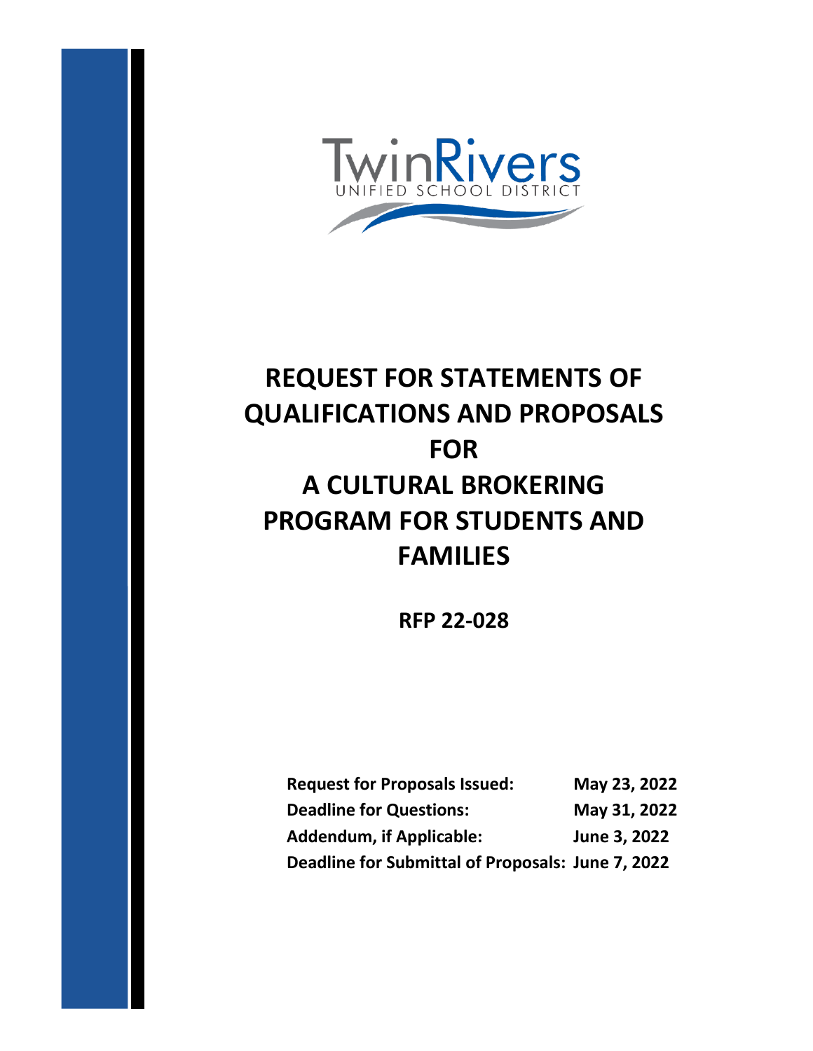TwinRivers
UNIFIED SCHOOL DISTRICT

# REQUEST FOR STATEMENTS OF QUALIFICATIONS AND PROPOSALS FOR A CULTURAL BROKERING PROGRAM FOR STUDENTS AND FAMILIES

## RFP 22-028

| | |
|---|---|
| **Request for Proposals Issued:** | **May 23, 2022** |
| **Deadline for Questions:** | **May 31, 2022** |
| **Addendum, if Applicable:** | **June 3, 2022** |
| **Deadline for Submittal of Proposals:** | **June 7, 2022** |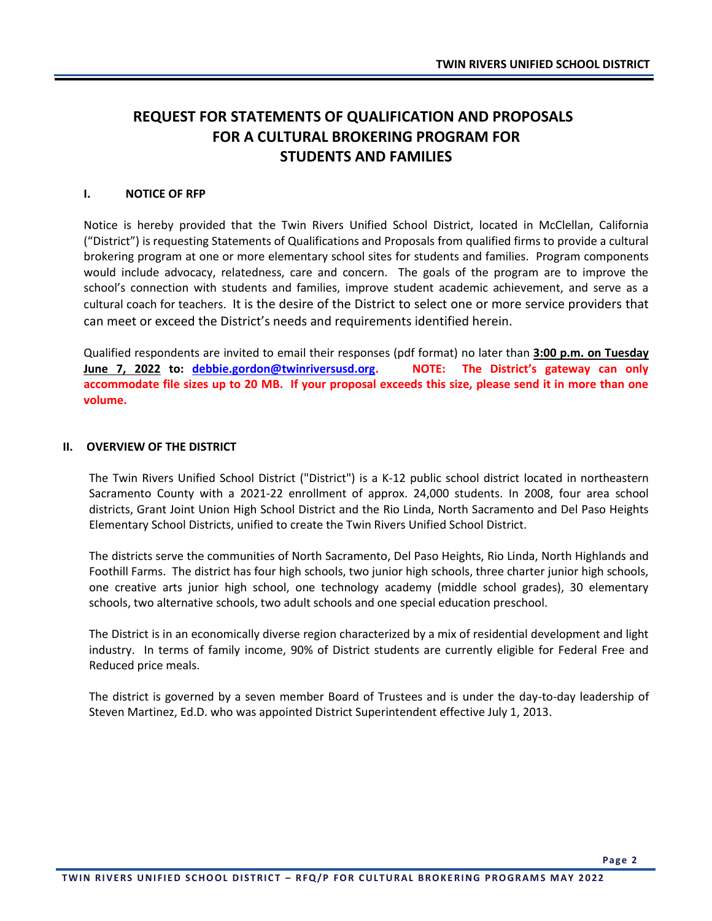# REQUEST FOR STATEMENTS OF QUALIFICATION AND PROPOSALS FOR A CULTURAL BROKERING PROGRAM FOR STUDENTS AND FAMILIES

## I. NOTICE OF RFP

Notice is hereby provided that the Twin Rivers Unified School District, located in McClellan, California ("District") is requesting Statements of Qualifications and Proposals from qualified firms to provide a cultural brokering program at one or more elementary school sites for students and families. Program components would include advocacy, relatedness, care and concern. The goals of the program are to improve the school's connection with students and families, improve student academic achievement, and serve as a cultural coach for teachers. It is the desire of the District to select one or more service providers that can meet or exceed the District's needs and requirements identified herein.

Qualified respondents are invited to email their responses (pdf format) no later than **3:00 p.m. on Tuesday June 7, 2022 to: debbie.gordon@twinriversusd.org. NOTE: The District's gateway can only accommodate file sizes up to 20 MB. If your proposal exceeds this size, please send it in more than one volume.**

## II. OVERVIEW OF THE DISTRICT

The Twin Rivers Unified School District ("District") is a K-12 public school district located in northeastern Sacramento County with a 2021-22 enrollment of approx. 24,000 students. In 2008, four area school districts, Grant Joint Union High School District and the Rio Linda, North Sacramento and Del Paso Heights Elementary School Districts, unified to create the Twin Rivers Unified School District.

The districts serve the communities of North Sacramento, Del Paso Heights, Rio Linda, North Highlands and Foothill Farms. The district has four high schools, two junior high schools, three charter junior high schools, one creative arts junior high school, one technology academy (middle school grades), 30 elementary schools, two alternative schools, two adult schools and one special education preschool.

The District is in an economically diverse region characterized by a mix of residential development and light industry. In terms of family income, 90% of District students are currently eligible for Federal Free and Reduced price meals.

The district is governed by a seven member Board of Trustees and is under the day-to-day leadership of Steven Martinez, Ed.D. who was appointed District Superintendent effective July 1, 2013.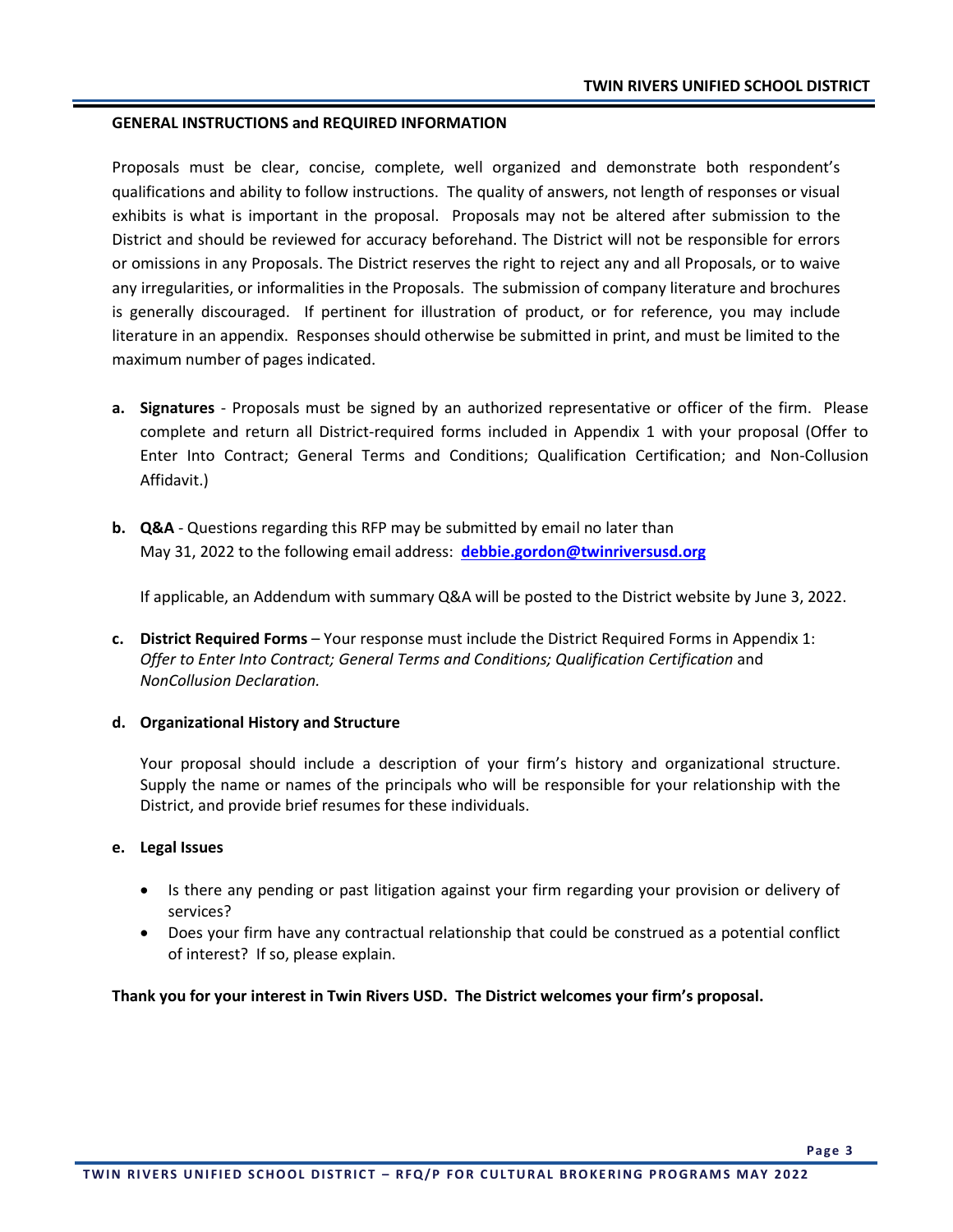## GENERAL INSTRUCTIONS and REQUIRED INFORMATION

Proposals must be clear, concise, complete, well organized and demonstrate both respondent's qualifications and ability to follow instructions. The quality of answers, not length of responses or visual exhibits is what is important in the proposal. Proposals may not be altered after submission to the District and should be reviewed for accuracy beforehand. The District will not be responsible for errors or omissions in any Proposals. The District reserves the right to reject any and all Proposals, or to waive any irregularities, or informalities in the Proposals. The submission of company literature and brochures is generally discouraged. If pertinent for illustration of product, or for reference, you may include literature in an appendix. Responses should otherwise be submitted in print, and must be limited to the maximum number of pages indicated.

**a. Signatures** - Proposals must be signed by an authorized representative or officer of the firm. Please complete and return all District-required forms included in Appendix 1 with your proposal (Offer to Enter Into Contract; General Terms and Conditions; Qualification Certification; and Non-Collusion Affidavit.)

**b. Q&A** - Questions regarding this RFP may be submitted by email no later than May 31, 2022 to the following email address: **debbie.gordon@twinriversusd.org**

If applicable, an Addendum with summary Q&A will be posted to the District website by June 3, 2022.

**c. District Required Forms** – Your response must include the District Required Forms in Appendix 1: *Offer to Enter Into Contract; General Terms and Conditions; Qualification Certification* and *NonCollusion Declaration.*

**d. Organizational History and Structure**

Your proposal should include a description of your firm's history and organizational structure. Supply the name or names of the principals who will be responsible for your relationship with the District, and provide brief resumes for these individuals.

**e. Legal Issues**

- Is there any pending or past litigation against your firm regarding your provision or delivery of services?
- Does your firm have any contractual relationship that could be construed as a potential conflict of interest? If so, please explain.

**Thank you for your interest in Twin Rivers USD. The District welcomes your firm's proposal.**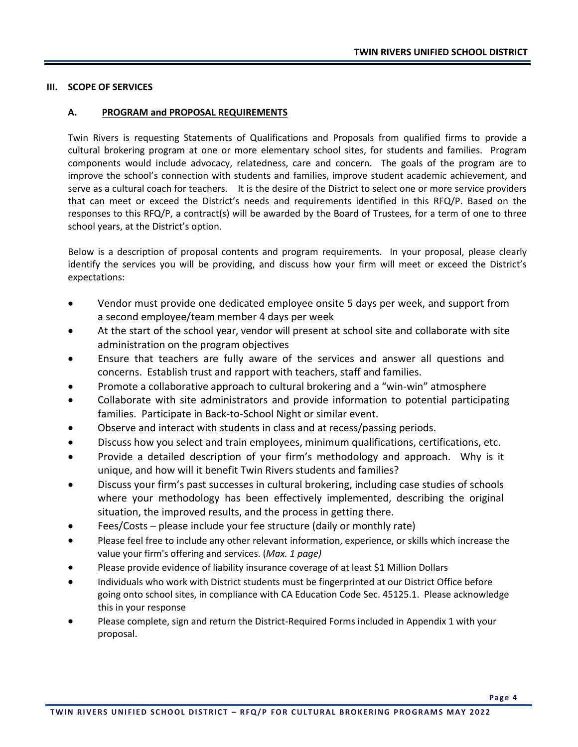## III. SCOPE OF SERVICES

### A. PROGRAM and PROPOSAL REQUIREMENTS

Twin Rivers is requesting Statements of Qualifications and Proposals from qualified firms to provide a cultural brokering program at one or more elementary school sites, for students and families. Program components would include advocacy, relatedness, care and concern. The goals of the program are to improve the school's connection with students and families, improve student academic achievement, and serve as a cultural coach for teachers. It is the desire of the District to select one or more service providers that can meet or exceed the District's needs and requirements identified in this RFQ/P. Based on the responses to this RFQ/P, a contract(s) will be awarded by the Board of Trustees, for a term of one to three school years, at the District's option.

Below is a description of proposal contents and program requirements. In your proposal, please clearly identify the services you will be providing, and discuss how your firm will meet or exceed the District's expectations:

- Vendor must provide one dedicated employee onsite 5 days per week, and support from a second employee/team member 4 days per week
- At the start of the school year, vendor will present at school site and collaborate with site administration on the program objectives
- Ensure that teachers are fully aware of the services and answer all questions and concerns. Establish trust and rapport with teachers, staff and families.
- Promote a collaborative approach to cultural brokering and a "win-win" atmosphere
- Collaborate with site administrators and provide information to potential participating families. Participate in Back-to-School Night or similar event.
- Observe and interact with students in class and at recess/passing periods.
- Discuss how you select and train employees, minimum qualifications, certifications, etc.
- Provide a detailed description of your firm's methodology and approach. Why is it unique, and how will it benefit Twin Rivers students and families?
- Discuss your firm's past successes in cultural brokering, including case studies of schools where your methodology has been effectively implemented, describing the original situation, the improved results, and the process in getting there.
- Fees/Costs – please include your fee structure (daily or monthly rate)
- Please feel free to include any other relevant information, experience, or skills which increase the value your firm's offering and services. (*Max. 1 page)*
- Please provide evidence of liability insurance coverage of at least $1 Million Dollars
- Individuals who work with District students must be fingerprinted at our District Office before going onto school sites, in compliance with CA Education Code Sec. 45125.1. Please acknowledge this in your response
- Please complete, sign and return the District-Required Forms included in Appendix 1 with your proposal.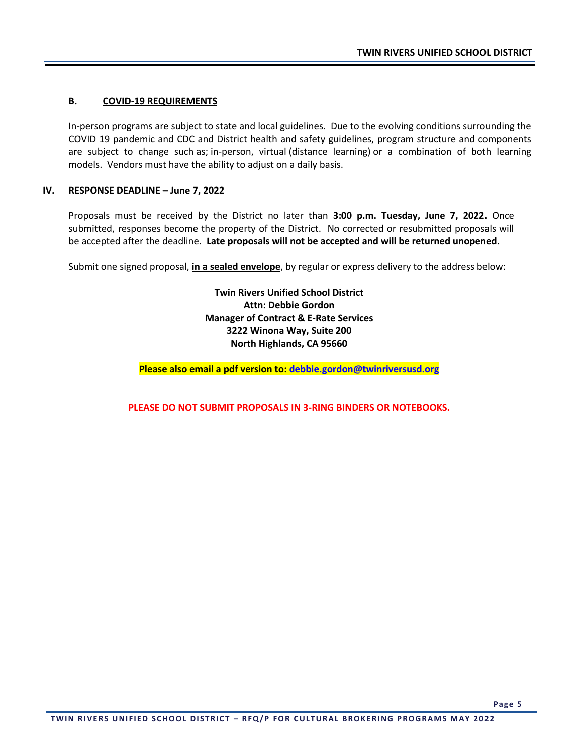### B. COVID-19 REQUIREMENTS

In-person programs are subject to state and local guidelines. Due to the evolving conditions surrounding the COVID 19 pandemic and CDC and District health and safety guidelines, program structure and components are subject to change such as; in-person, virtual (distance learning) or a combination of both learning models. Vendors must have the ability to adjust on a daily basis.

## IV. RESPONSE DEADLINE – June 7, 2022

Proposals must be received by the District no later than **3:00 p.m. Tuesday, June 7, 2022.** Once submitted, responses become the property of the District. No corrected or resubmitted proposals will be accepted after the deadline. **Late proposals will not be accepted and will be returned unopened.**

Submit one signed proposal, **in a sealed envelope**, by regular or express delivery to the address below:

**Twin Rivers Unified School District**
**Attn: Debbie Gordon**
**Manager of Contract & E-Rate Services**
**3222 Winona Way, Suite 200**
**North Highlands, CA 95660**

**Please also email a pdf version to: debbie.gordon@twinriversusd.org**

**PLEASE DO NOT SUBMIT PROPOSALS IN 3-RING BINDERS OR NOTEBOOKS.**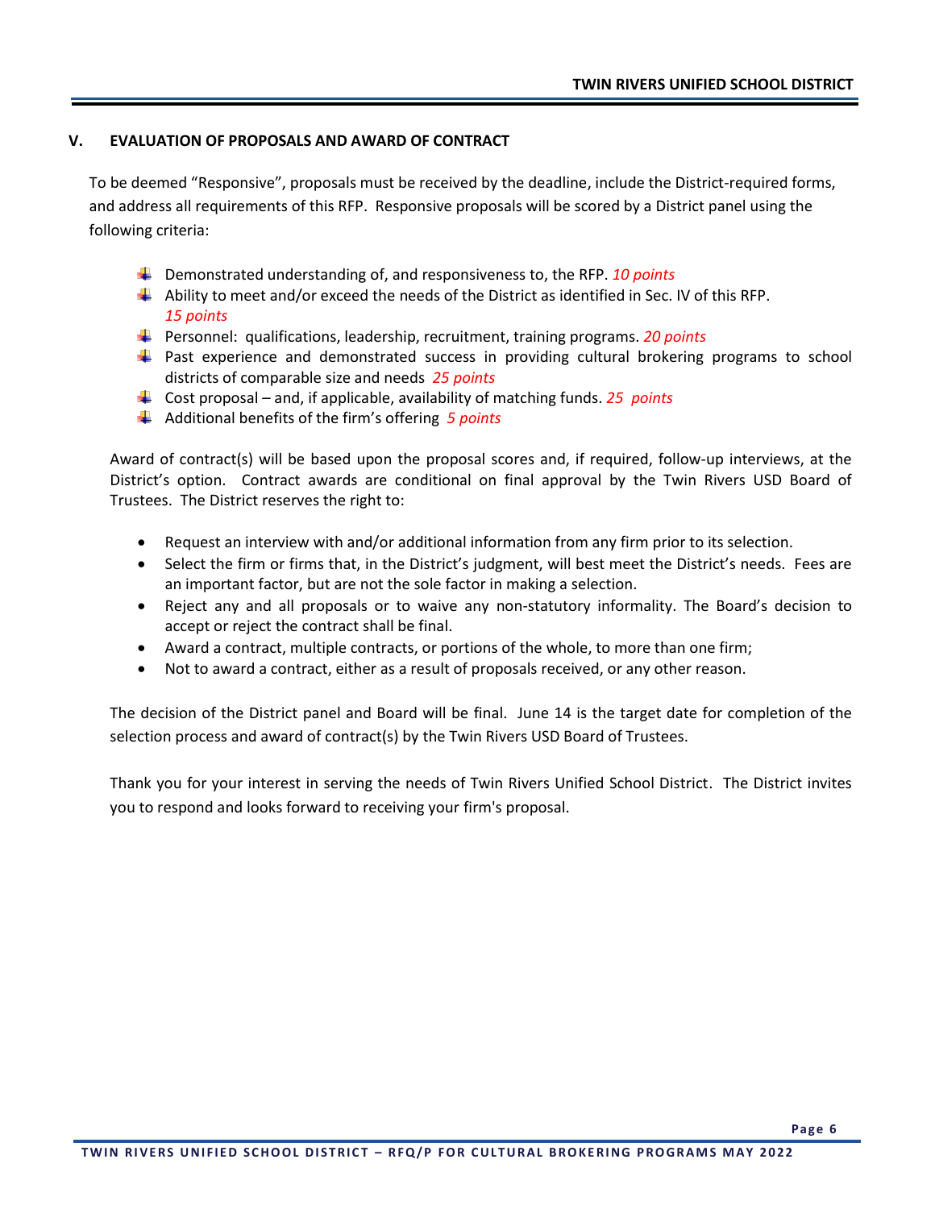## V. EVALUATION OF PROPOSALS AND AWARD OF CONTRACT

To be deemed "Responsive", proposals must be received by the deadline, include the District-required forms, and address all requirements of this RFP. Responsive proposals will be scored by a District panel using the following criteria:

- Demonstrated understanding of, and responsiveness to, the RFP. *10 points*
- Ability to meet and/or exceed the needs of the District as identified in Sec. IV of this RFP. *15 points*
- Personnel: qualifications, leadership, recruitment, training programs. *20 points*
- Past experience and demonstrated success in providing cultural brokering programs to school districts of comparable size and needs *25 points*
- Cost proposal – and, if applicable, availability of matching funds. *25 points*
- Additional benefits of the firm's offering *5 points*

Award of contract(s) will be based upon the proposal scores and, if required, follow-up interviews, at the District's option. Contract awards are conditional on final approval by the Twin Rivers USD Board of Trustees. The District reserves the right to:

- Request an interview with and/or additional information from any firm prior to its selection.
- Select the firm or firms that, in the District's judgment, will best meet the District's needs. Fees are an important factor, but are not the sole factor in making a selection.
- Reject any and all proposals or to waive any non-statutory informality. The Board's decision to accept or reject the contract shall be final.
- Award a contract, multiple contracts, or portions of the whole, to more than one firm;
- Not to award a contract, either as a result of proposals received, or any other reason.

The decision of the District panel and Board will be final. June 14 is the target date for completion of the selection process and award of contract(s) by the Twin Rivers USD Board of Trustees.

Thank you for your interest in serving the needs of Twin Rivers Unified School District. The District invites you to respond and looks forward to receiving your firm's proposal.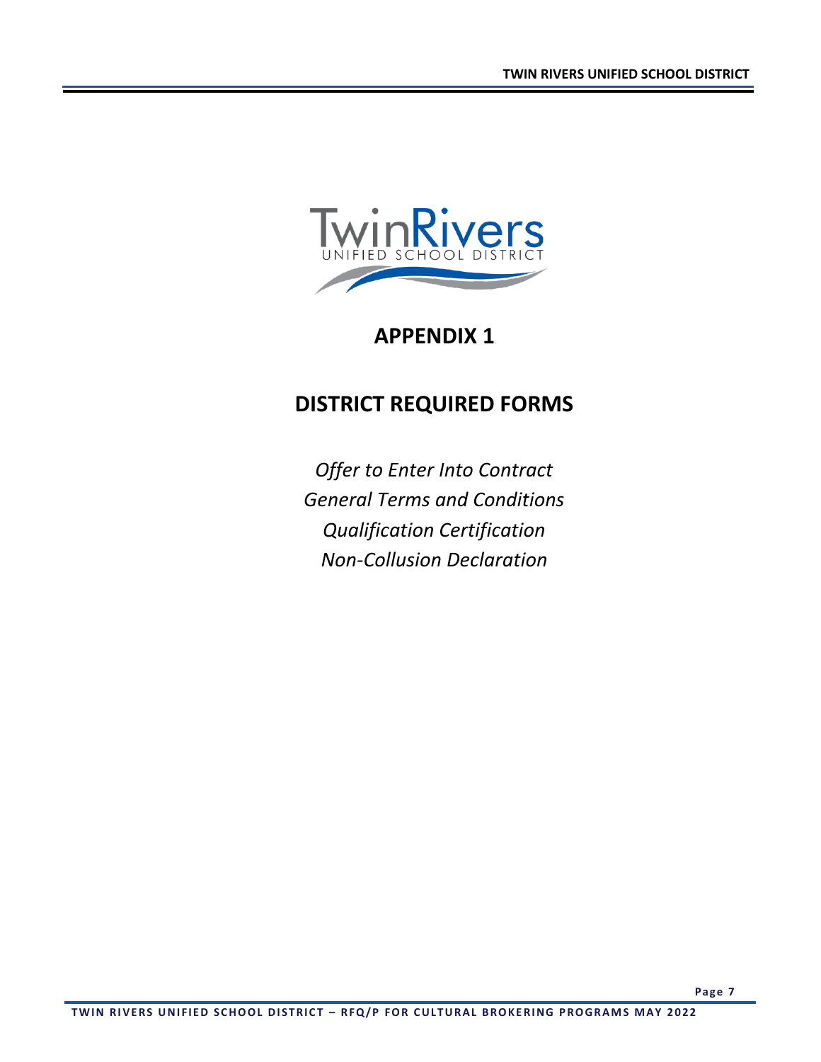# APPENDIX 1

## DISTRICT REQUIRED FORMS

*Offer to Enter Into Contract*
*General Terms and Conditions*
*Qualification Certification*
*Non-Collusion Declaration*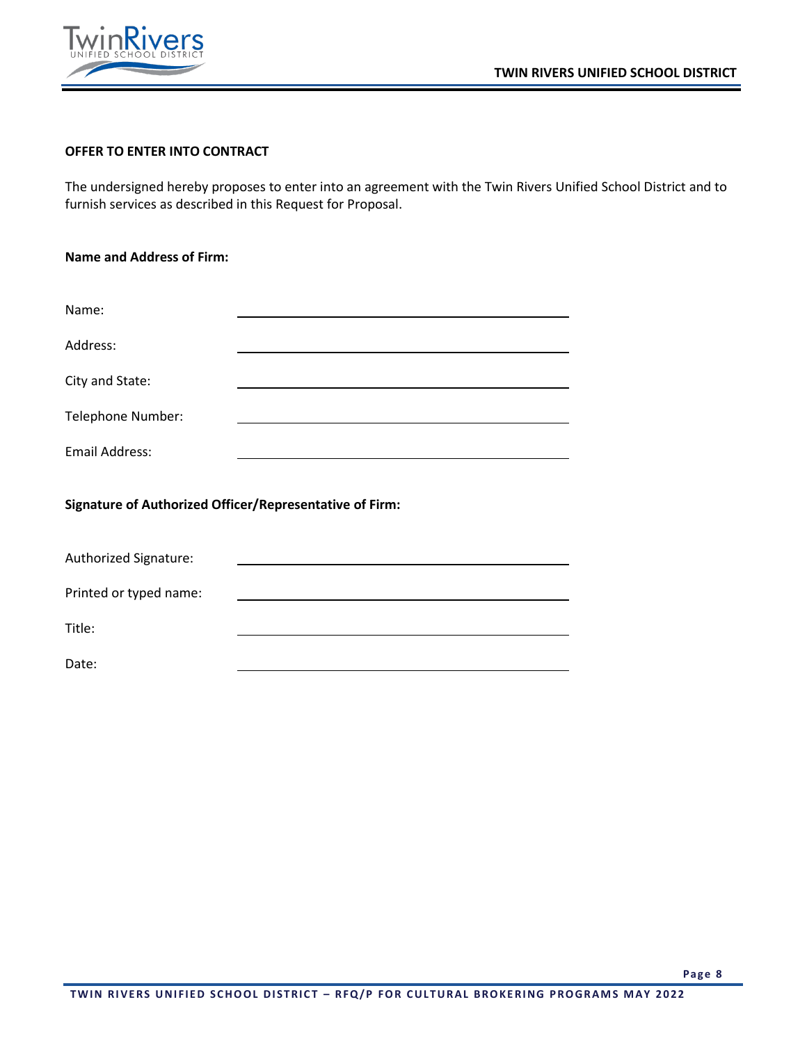**OFFER TO ENTER INTO CONTRACT**

The undersigned hereby proposes to enter into an agreement with the Twin Rivers Unified School District and to furnish services as described in this Request for Proposal.

**Name and Address of Firm:**

Name: ______________________________

Address: ______________________________

City and State: ______________________________

Telephone Number: ______________________________

Email Address: ______________________________

**Signature of Authorized Officer/Representative of Firm:**

Authorized Signature: ______________________________

Printed or typed name: ______________________________

Title: ______________________________

Date: ______________________________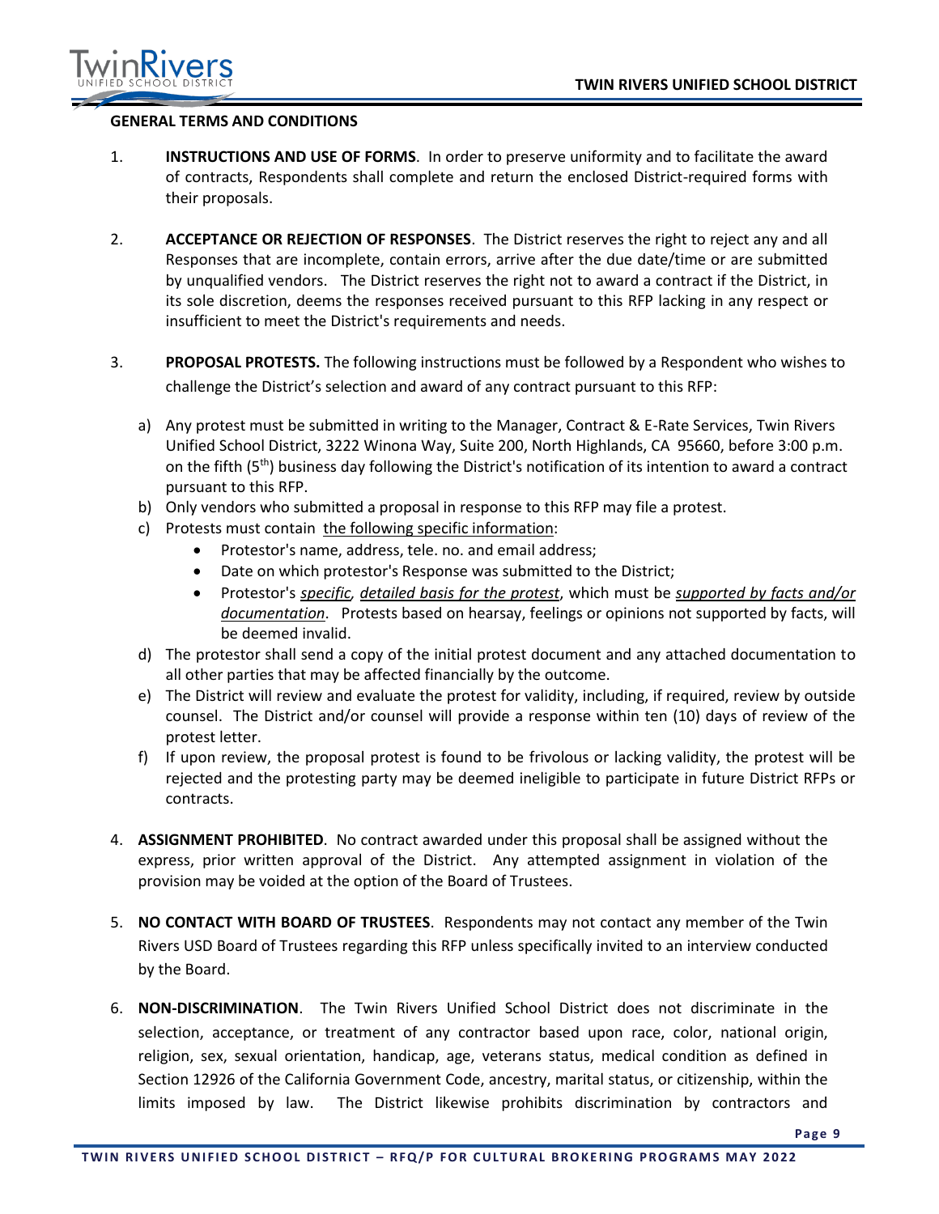## GENERAL TERMS AND CONDITIONS

1. **INSTRUCTIONS AND USE OF FORMS**. In order to preserve uniformity and to facilitate the award of contracts, Respondents shall complete and return the enclosed District-required forms with their proposals.

2. **ACCEPTANCE OR REJECTION OF RESPONSES**. The District reserves the right to reject any and all Responses that are incomplete, contain errors, arrive after the due date/time or are submitted by unqualified vendors. The District reserves the right not to award a contract if the District, in its sole discretion, deems the responses received pursuant to this RFP lacking in any respect or insufficient to meet the District's requirements and needs.

3. **PROPOSAL PROTESTS.** The following instructions must be followed by a Respondent who wishes to challenge the District's selection and award of any contract pursuant to this RFP:

   a) Any protest must be submitted in writing to the Manager, Contract & E-Rate Services, Twin Rivers Unified School District, 3222 Winona Way, Suite 200, North Highlands, CA 95660, before 3:00 p.m. on the fifth (5th) business day following the District's notification of its intention to award a contract pursuant to this RFP.
   b) Only vendors who submitted a proposal in response to this RFP may file a protest.
   c) Protests must contain the following specific information:
      - Protestor's name, address, tele. no. and email address;
      - Date on which protestor's Response was submitted to the District;
      - Protestor's *specific, detailed basis for the protest*, which must be *supported by facts and/or documentation*. Protests based on hearsay, feelings or opinions not supported by facts, will be deemed invalid.
   d) The protestor shall send a copy of the initial protest document and any attached documentation to all other parties that may be affected financially by the outcome.
   e) The District will review and evaluate the protest for validity, including, if required, review by outside counsel. The District and/or counsel will provide a response within ten (10) days of review of the protest letter.
   f) If upon review, the proposal protest is found to be frivolous or lacking validity, the protest will be rejected and the protesting party may be deemed ineligible to participate in future District RFPs or contracts.

4. **ASSIGNMENT PROHIBITED**. No contract awarded under this proposal shall be assigned without the express, prior written approval of the District. Any attempted assignment in violation of the provision may be voided at the option of the Board of Trustees.

5. **NO CONTACT WITH BOARD OF TRUSTEES**. Respondents may not contact any member of the Twin Rivers USD Board of Trustees regarding this RFP unless specifically invited to an interview conducted by the Board.

6. **NON-DISCRIMINATION**. The Twin Rivers Unified School District does not discriminate in the selection, acceptance, or treatment of any contractor based upon race, color, national origin, religion, sex, sexual orientation, handicap, age, veterans status, medical condition as defined in Section 12926 of the California Government Code, ancestry, marital status, or citizenship, within the limits imposed by law. The District likewise prohibits discrimination by contractors and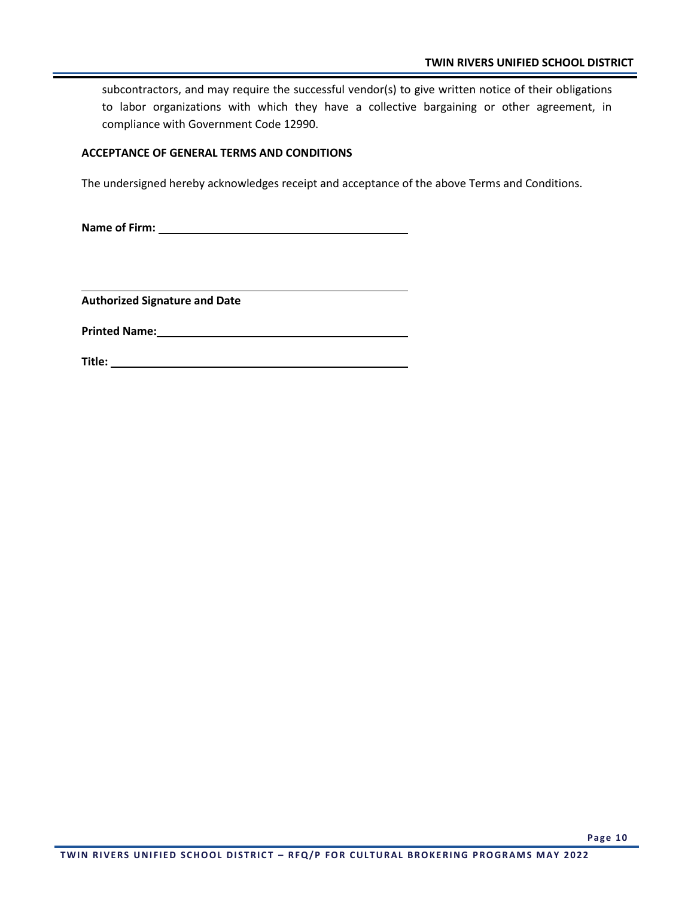subcontractors, and may require the successful vendor(s) to give written notice of their obligations to labor organizations with which they have a collective bargaining or other agreement, in compliance with Government Code 12990.

**ACCEPTANCE OF GENERAL TERMS AND CONDITIONS**

The undersigned hereby acknowledges receipt and acceptance of the above Terms and Conditions.

**Name of Firm:** ______________________________________

______________________________________________

**Authorized Signature and Date**

**Printed Name:** ______________________________________

**Title:** ______________________________________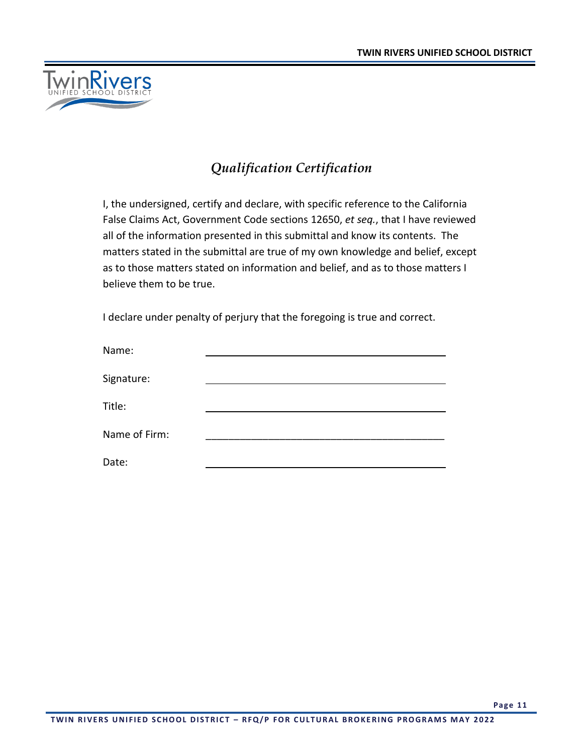# *Qualification Certification*

I, the undersigned, certify and declare, with specific reference to the California False Claims Act, Government Code sections 12650, *et seq.*, that I have reviewed all of the information presented in this submittal and know its contents. The matters stated in the submittal are true of my own knowledge and belief, except as to those matters stated on information and belief, and as to those matters I believe them to be true.

I declare under penalty of perjury that the foregoing is true and correct.

Name: ___________________________________________

Signature: ___________________________________________

Title: ___________________________________________

Name of Firm: ___________________________________________

Date: ___________________________________________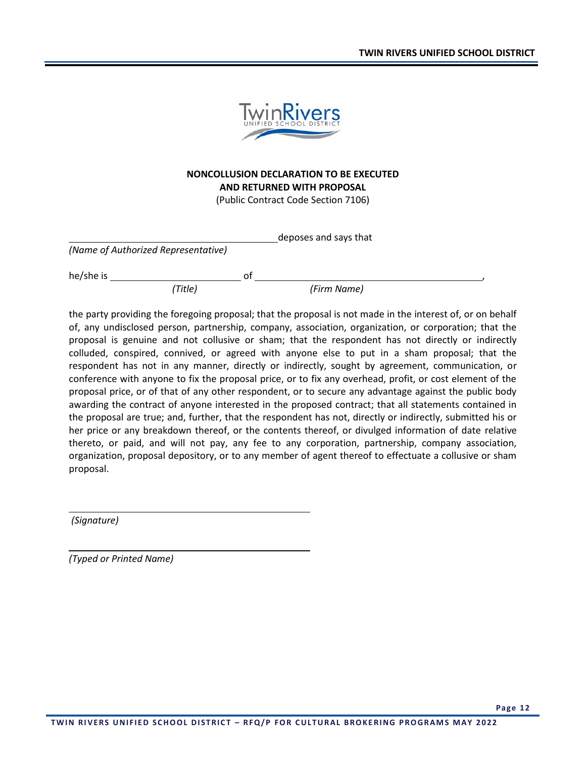**NONCOLLUSION DECLARATION TO BE EXECUTED AND RETURNED WITH PROPOSAL**

(Public Contract Code Section 7106)

\_\_\_\_\_\_\_\_\_\_\_\_\_\_\_\_\_\_\_\_\_\_\_\_\_\_\_\_\_\_\_\_\_\_\_\_\_\_ deposes and says that
*(Name of Authorized Representative)*

he/she is \_\_\_\_\_\_\_\_\_\_\_\_\_\_\_\_\_\_\_\_\_\_\_\_\_ of \_\_\_\_\_\_\_\_\_\_\_\_\_\_\_\_\_\_\_\_\_\_\_\_\_\_\_\_\_\_\_\_\_\_\_\_\_\_\_\_\_\_\_\_,
*(Title)* *(Firm Name)*

the party providing the foregoing proposal; that the proposal is not made in the interest of, or on behalf of, any undisclosed person, partnership, company, association, organization, or corporation; that the proposal is genuine and not collusive or sham; that the respondent has not directly or indirectly colluded, conspired, connived, or agreed with anyone else to put in a sham proposal; that the respondent has not in any manner, directly or indirectly, sought by agreement, communication, or conference with anyone to fix the proposal price, or to fix any overhead, profit, or cost element of the proposal price, or of that of any other respondent, or to secure any advantage against the public body awarding the contract of anyone interested in the proposed contract; that all statements contained in the proposal are true; and, further, that the respondent has not, directly or indirectly, submitted his or her price or any breakdown thereof, or the contents thereof, or divulged information of date relative thereto, or paid, and will not pay, any fee to any corporation, partnership, company association, organization, proposal depository, or to any member of agent thereof to effectuate a collusive or sham proposal.

\_\_\_\_\_\_\_\_\_\_\_\_\_\_\_\_\_\_\_\_\_\_\_\_\_\_\_\_\_\_\_\_\_\_\_\_\_\_\_\_\_\_\_\_
*(Signature)*

\_\_\_\_\_\_\_\_\_\_\_\_\_\_\_\_\_\_\_\_\_\_\_\_\_\_\_\_\_\_\_\_\_\_\_\_\_\_\_\_\_\_\_\_
*(Typed or Printed Name)*